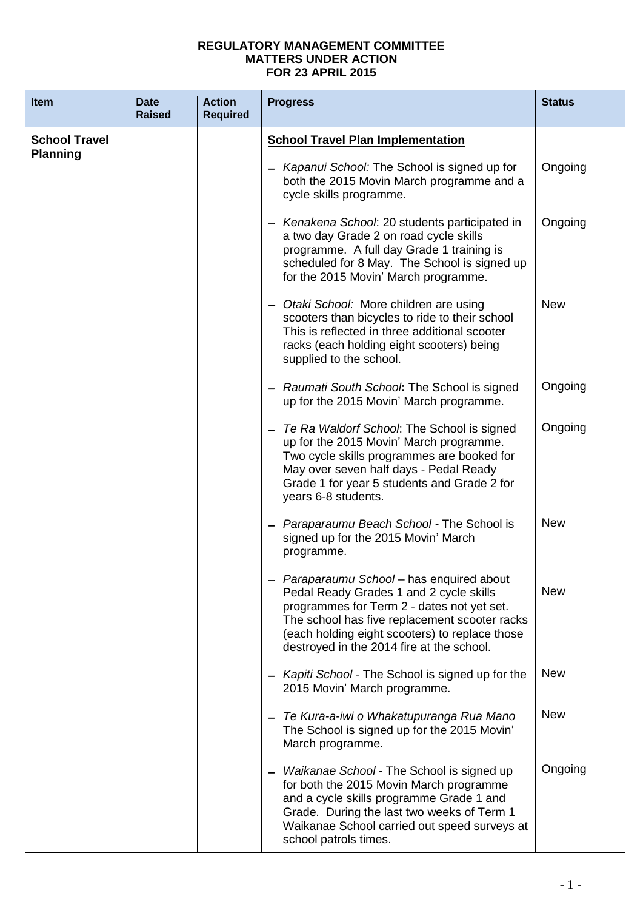**REGULATORY MANAGEMENT COMMITTEE**
**MATTERS UNDER ACTION**
**FOR 23 APRIL 2015**

| Item | Date Raised | Action Required | Progress | Status |
|---|---|---|---|---|
| **School Travel Planning** | | | **School Travel Plan Implementation** | |
| | | | – *Kapanui School:* The School is signed up for both the 2015 Movin March programme and a cycle skills programme. | Ongoing |
| | | | – *Kenakena School*: 20 students participated in a two day Grade 2 on road cycle skills programme. A full day Grade 1 training is scheduled for 8 May. The School is signed up for the 2015 Movin' March programme. | Ongoing |
| | | | – *Otaki School:* More children are using scooters than bicycles to ride to their school This is reflected in three additional scooter racks (each holding eight scooters) being supplied to the school. | New |
| | | | – *Raumati South School***:** The School is signed up for the 2015 Movin' March programme. | Ongoing |
| | | | – *Te Ra Waldorf School*: The School is signed up for the 2015 Movin' March programme. Two cycle skills programmes are booked for May over seven half days - Pedal Ready Grade 1 for year 5 students and Grade 2 for years 6-8 students. | Ongoing |
| | | | – *Paraparaumu Beach School* - The School is signed up for the 2015 Movin' March programme. | New |
| | | | – *Paraparaumu School* – has enquired about Pedal Ready Grades 1 and 2 cycle skills programmes for Term 2 - dates not yet set. The school has five replacement scooter racks (each holding eight scooters) to replace those destroyed in the 2014 fire at the school. | New |
| | | | – *Kapiti School* - The School is signed up for the 2015 Movin' March programme. | New |
| | | | – *Te Kura-a-iwi o Whakatupuranga Rua Mano* The School is signed up for the 2015 Movin' March programme. | New |
| | | | – *Waikanae School* - The School is signed up for both the 2015 Movin March programme and a cycle skills programme Grade 1 and Grade. During the last two weeks of Term 1 Waikanae School carried out speed surveys at school patrols times. | Ongoing |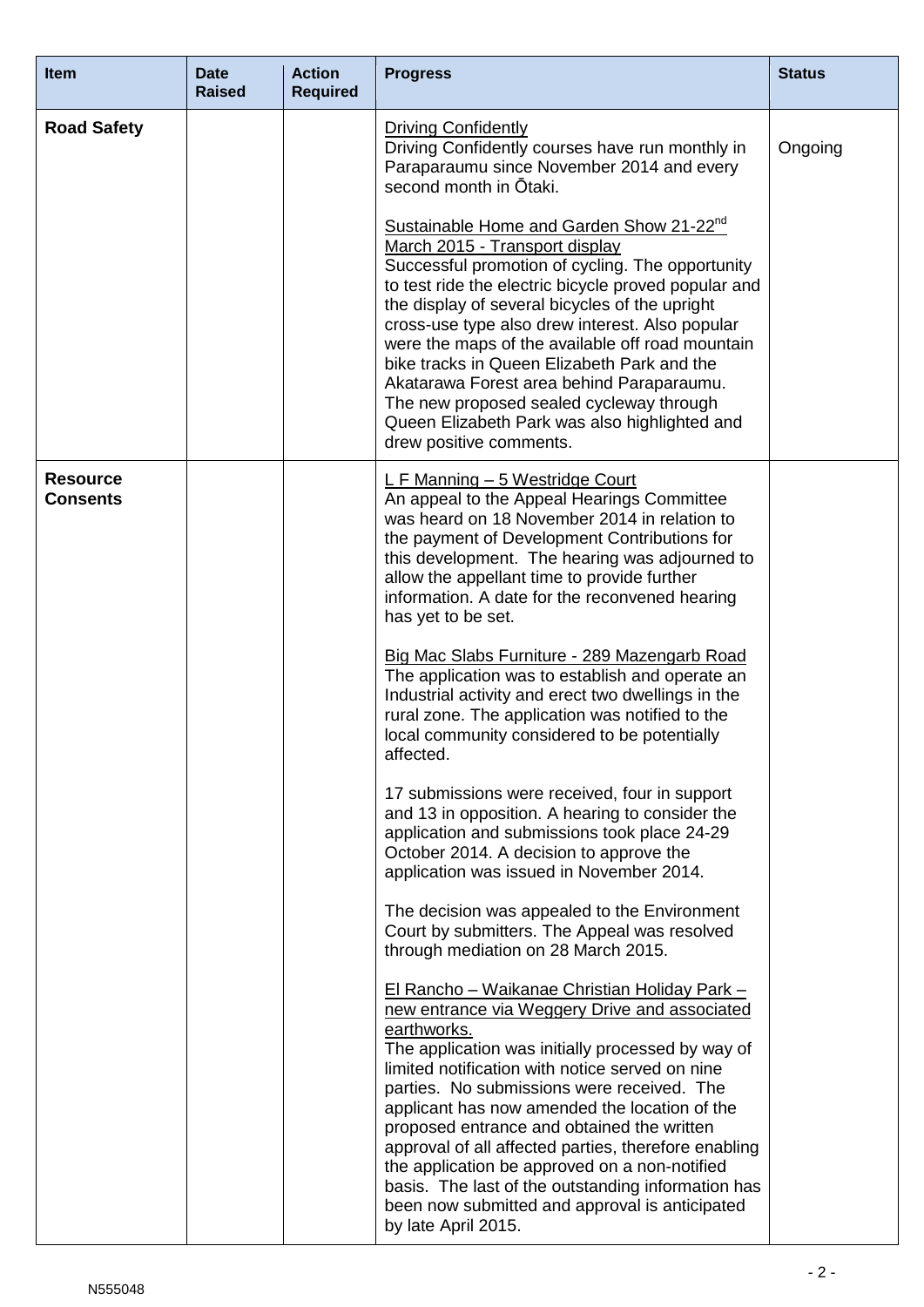| Item | Date Raised | Action Required | Progress | Status |
|---|---|---|---|---|
| **Road Safety** | | | Driving Confidently<br>Driving Confidently courses have run monthly in Paraparaumu since November 2014 and every second month in Ōtaki.<br><br>Sustainable Home and Garden Show 21-22nd March 2015 - Transport display<br>Successful promotion of cycling. The opportunity to test ride the electric bicycle proved popular and the display of several bicycles of the upright cross-use type also drew interest. Also popular were the maps of the available off road mountain bike tracks in Queen Elizabeth Park and the Akatarawa Forest area behind Paraparaumu. The new proposed sealed cycleway through Queen Elizabeth Park was also highlighted and drew positive comments. | Ongoing |
| **Resource Consents** | | | L F Manning – 5 Westridge Court<br>An appeal to the Appeal Hearings Committee was heard on 18 November 2014 in relation to the payment of Development Contributions for this development. The hearing was adjourned to allow the appellant time to provide further information. A date for the reconvened hearing has yet to be set.<br><br>Big Mac Slabs Furniture - 289 Mazengarb Road<br>The application was to establish and operate an Industrial activity and erect two dwellings in the rural zone. The application was notified to the local community considered to be potentially affected.<br><br>17 submissions were received, four in support and 13 in opposition. A hearing to consider the application and submissions took place 24-29 October 2014. A decision to approve the application was issued in November 2014.<br><br>The decision was appealed to the Environment Court by submitters. The Appeal was resolved through mediation on 28 March 2015.<br><br>El Rancho – Waikanae Christian Holiday Park – new entrance via Weggery Drive and associated earthworks.<br>The application was initially processed by way of limited notification with notice served on nine parties. No submissions were received. The applicant has now amended the location of the proposed entrance and obtained the written approval of all affected parties, therefore enabling the application be approved on a non-notified basis. The last of the outstanding information has been now submitted and approval is anticipated by late April 2015. | |

N555048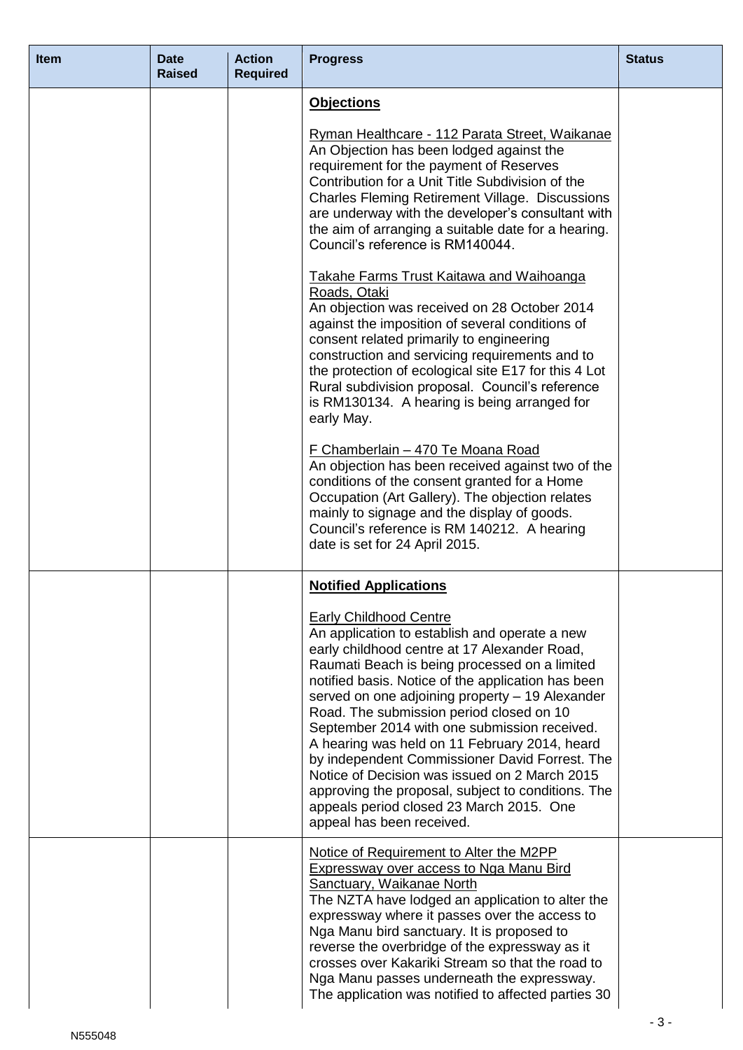| Item | Date Raised | Action Required | Progress | Status |
|---|---|---|---|---|
| | | | **Objections**<br><br>Ryman Healthcare - 112 Parata Street, Waikanae<br>An Objection has been lodged against the requirement for the payment of Reserves Contribution for a Unit Title Subdivision of the Charles Fleming Retirement Village. Discussions are underway with the developer's consultant with the aim of arranging a suitable date for a hearing. Council's reference is RM140044.<br><br>Takahe Farms Trust Kaitawa and Waihoanga Roads, Otaki<br>An objection was received on 28 October 2014 against the imposition of several conditions of consent related primarily to engineering construction and servicing requirements and to the protection of ecological site E17 for this 4 Lot Rural subdivision proposal. Council's reference is RM130134. A hearing is being arranged for early May.<br><br>F Chamberlain – 470 Te Moana Road<br>An objection has been received against two of the conditions of the consent granted for a Home Occupation (Art Gallery). The objection relates mainly to signage and the display of goods. Council's reference is RM 140212. A hearing date is set for 24 April 2015. | |
| | | | **Notified Applications**<br><br>Early Childhood Centre<br>An application to establish and operate a new early childhood centre at 17 Alexander Road, Raumati Beach is being processed on a limited notified basis. Notice of the application has been served on one adjoining property – 19 Alexander Road. The submission period closed on 10 September 2014 with one submission received. A hearing was held on 11 February 2014, heard by independent Commissioner David Forrest. The Notice of Decision was issued on 2 March 2015 approving the proposal, subject to conditions. The appeals period closed 23 March 2015. One appeal has been received. | |
| | | | Notice of Requirement to Alter the M2PP Expressway over access to Nga Manu Bird Sanctuary, Waikanae North<br>The NZTA have lodged an application to alter the expressway where it passes over the access to Nga Manu bird sanctuary. It is proposed to reverse the overbridge of the expressway as it crosses over Kakariki Stream so that the road to Nga Manu passes underneath the expressway. The application was notified to affected parties 30 | |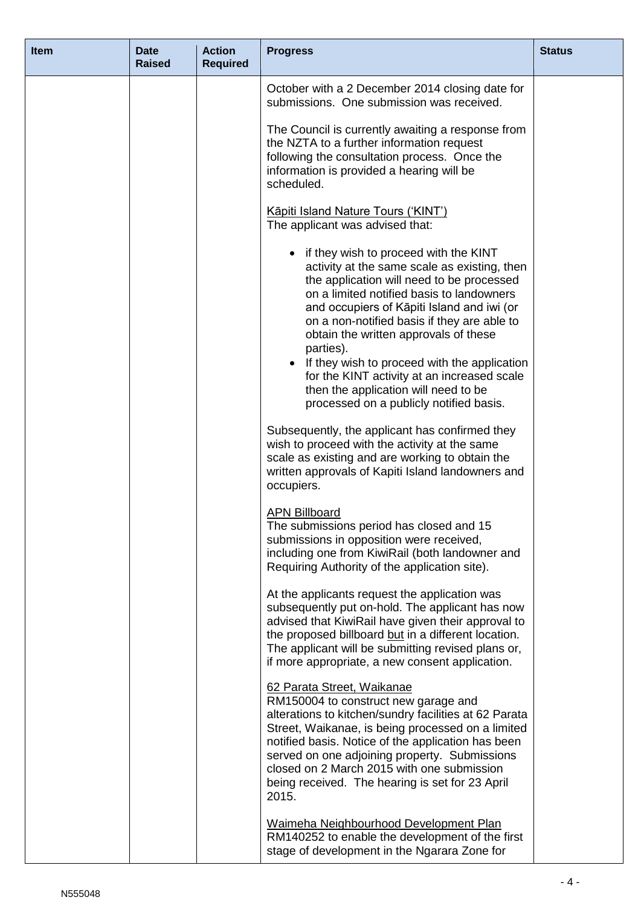| Item | Date Raised | Action Required | Progress | Status |
|---|---|---|---|---|
| | | | October with a 2 December 2014 closing date for submissions. One submission was received.<br><br>The Council is currently awaiting a response from the NZTA to a further information request following the consultation process. Once the information is provided a hearing will be scheduled.<br><br><u>Kāpiti Island Nature Tours ('KINT')</u><br>The applicant was advised that:<br><br>• if they wish to proceed with the KINT activity at the same scale as existing, then the application will need to be processed on a limited notified basis to landowners and occupiers of Kāpiti Island and iwi (or on a non-notified basis if they are able to obtain the written approvals of these parties).<br>• If they wish to proceed with the application for the KINT activity at an increased scale then the application will need to be processed on a publicly notified basis.<br><br>Subsequently, the applicant has confirmed they wish to proceed with the activity at the same scale as existing and are working to obtain the written approvals of Kapiti Island landowners and occupiers.<br><br><u>APN Billboard</u><br>The submissions period has closed and 15 submissions in opposition were received, including one from KiwiRail (both landowner and Requiring Authority of the application site).<br><br>At the applicants request the application was subsequently put on-hold. The applicant has now advised that KiwiRail have given their approval to the proposed billboard <u>but</u> in a different location. The applicant will be submitting revised plans or, if more appropriate, a new consent application.<br><br><u>62 Parata Street, Waikanae</u><br>RM150004 to construct new garage and alterations to kitchen/sundry facilities at 62 Parata Street, Waikanae, is being processed on a limited notified basis. Notice of the application has been served on one adjoining property. Submissions closed on 2 March 2015 with one submission being received. The hearing is set for 23 April 2015.<br><br><u>Waimeha Neighbourhood Development Plan</u><br>RM140252 to enable the development of the first stage of development in the Ngarara Zone for | |

N555048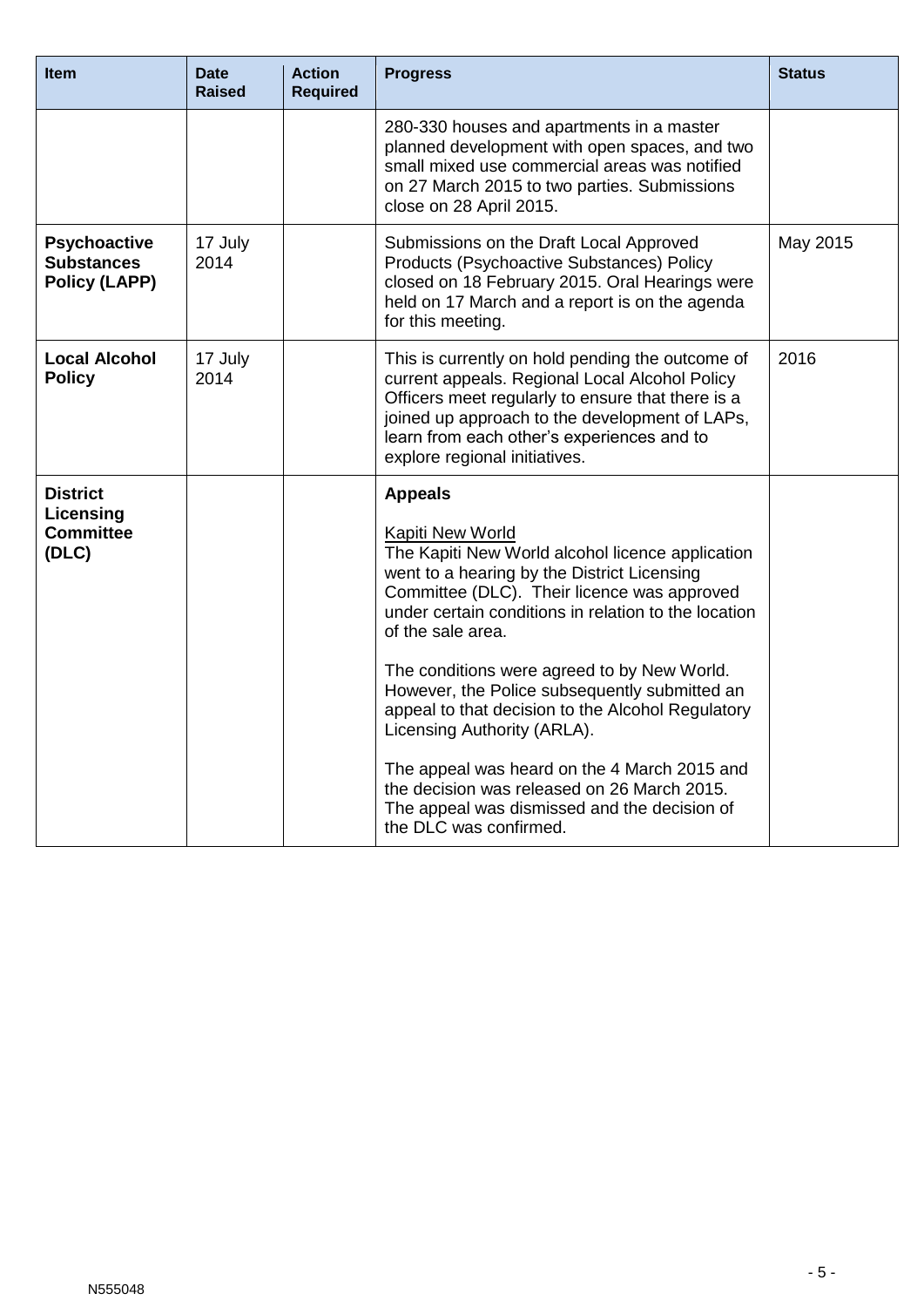| Item | Date Raised | Action Required | Progress | Status |
|---|---|---|---|---|
| | | | 280-330 houses and apartments in a master planned development with open spaces, and two small mixed use commercial areas was notified on 27 March 2015 to two parties. Submissions close on 28 April 2015. | |
| **Psychoactive Substances Policy (LAPP)** | 17 July 2014 | | Submissions on the Draft Local Approved Products (Psychoactive Substances) Policy closed on 18 February 2015. Oral Hearings were held on 17 March and a report is on the agenda for this meeting. | May 2015 |
| **Local Alcohol Policy** | 17 July 2014 | | This is currently on hold pending the outcome of current appeals. Regional Local Alcohol Policy Officers meet regularly to ensure that there is a joined up approach to the development of LAPs, learn from each other's experiences and to explore regional initiatives. | 2016 |
| **District Licensing Committee (DLC)** | | | **Appeals**<br><br>Kapiti New World<br>The Kapiti New World alcohol licence application went to a hearing by the District Licensing Committee (DLC). Their licence was approved under certain conditions in relation to the location of the sale area.<br><br>The conditions were agreed to by New World. However, the Police subsequently submitted an appeal to that decision to the Alcohol Regulatory Licensing Authority (ARLA).<br><br>The appeal was heard on the 4 March 2015 and the decision was released on 26 March 2015. The appeal was dismissed and the decision of the DLC was confirmed. | |